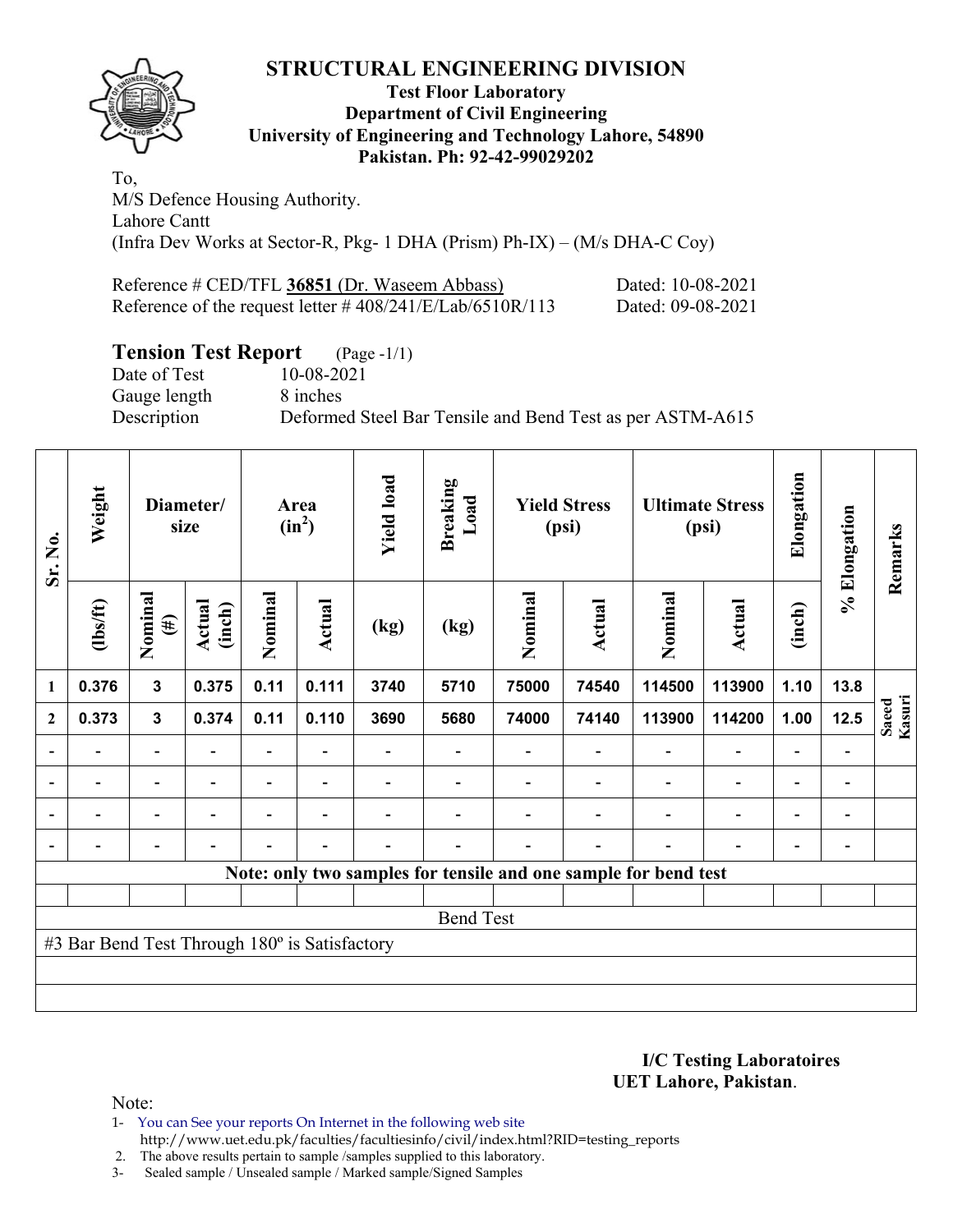# STRUCTURAL ENGINEERING DIVISION

**Test Floor Laboratory**
**Department of Civil Engineering**
**University of Engineering and Technology Lahore, 54890**
**Pakistan. Ph: 92-42-99029202**

To,
M/S Defence Housing Authority.
Lahore Cantt
(Infra Dev Works at Sector-R, Pkg- 1 DHA (Prism) Ph-IX) – (M/s DHA-C Coy)

Reference # CED/TFL **36851** (Dr. Waseem Abbass) Dated: 10-08-2021
Reference of the request letter # 408/241/E/Lab/6510R/113 Dated: 09-08-2021

## Tension Test Report (Page -1/1)

Date of Test 10-08-2021
Gauge length 8 inches
Description Deformed Steel Bar Tensile and Bend Test as per ASTM-A615

| Sr. No. | Weight | Diameter/ size | | Area ($in^2$) | | Yield load | Breaking Load | Yield Stress (psi) | | Ultimate Stress (psi) | | Elongation | % Elongation | Remarks |
|---|---|---|---|---|---|---|---|---|---|---|---|---|---|---|
| | (lbs/ft) | Nominal (#) | Actual (inch) | Nominal | Actual | (kg) | (kg) | Nominal | Actual | Nominal | Actual | (inch) | | |
| 1 | 0.376 | 3 | 0.375 | 0.11 | 0.111 | 3740 | 5710 | 75000 | 74540 | 114500 | 113900 | 1.10 | 13.8 | Saeed Kasuri |
| 2 | 0.373 | 3 | 0.374 | 0.11 | 0.110 | 3690 | 5680 | 74000 | 74140 | 113900 | 114200 | 1.00 | 12.5 | |
| - | - | - | - | - | - | - | - | - | - | - | - | - | - | |
| - | - | - | - | - | - | - | - | - | - | - | - | - | - | |
| - | - | - | - | - | - | - | - | - | - | - | - | - | - | |
| - | - | - | - | - | - | - | - | - | - | - | - | - | - | |
| Note: only two samples for tensile and one sample for bend test | | | | | | | | | | | | | | |
| Bend Test | | | | | | | | | | | | | | |
| #3 Bar Bend Test Through 180º is Satisfactory | | | | | | | | | | | | | | |

**I/C Testing Laboratoires**
**UET Lahore, Pakistan**.

Note:
1- You can See your reports On Internet in the following web site
http://www.uet.edu.pk/faculties/facultiesinfo/civil/index.html?RID=testing_reports
2. The above results pertain to sample /samples supplied to this laboratory.
3- Sealed sample / Unsealed sample / Marked sample/Signed Samples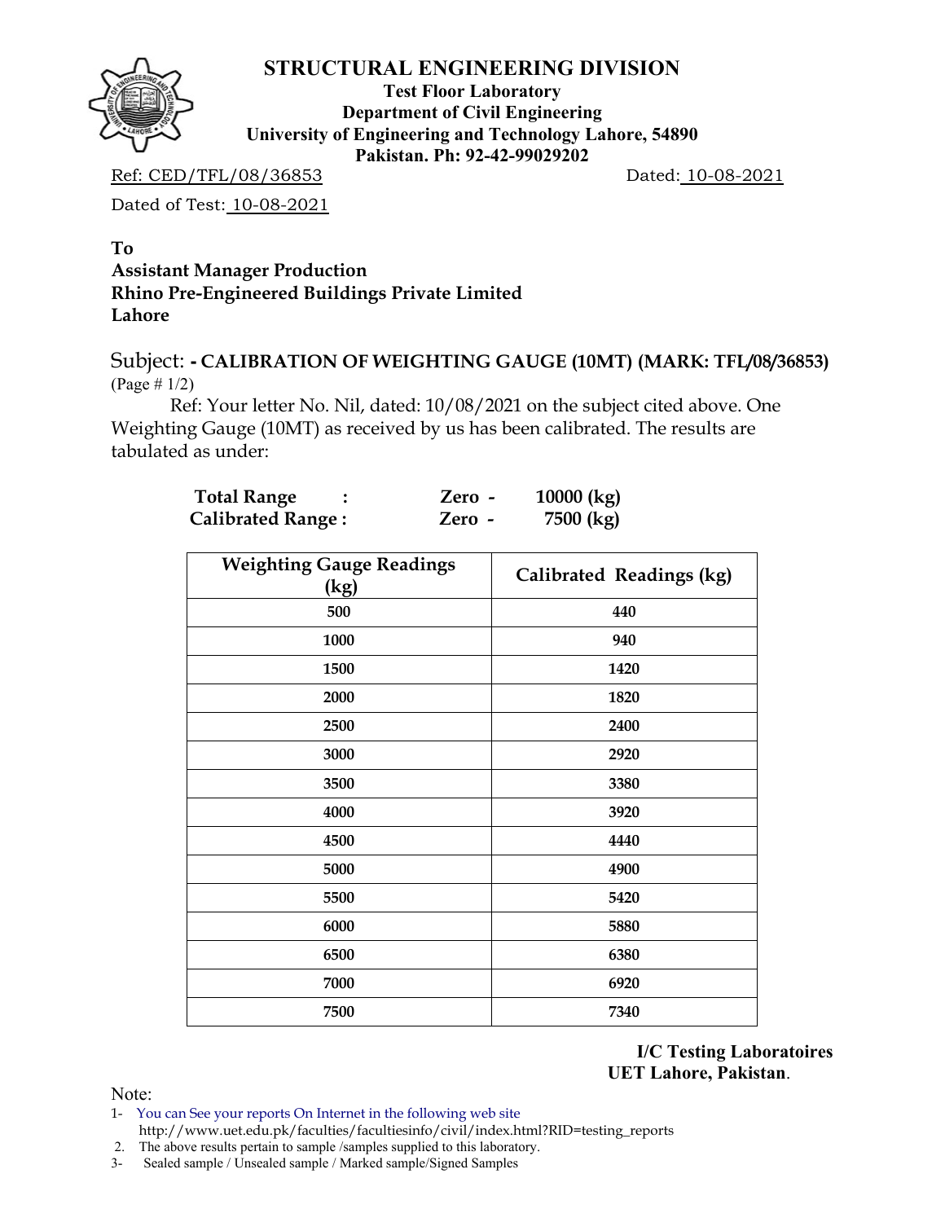# STRUCTURAL ENGINEERING DIVISION

**Test Floor Laboratory**
**Department of Civil Engineering**
**University of Engineering and Technology Lahore, 54890**
**Pakistan. Ph: 92-42-99029202**

Ref: CED/TFL/08/36853 Dated: 10-08-2021

Dated of Test: 10-08-2021

**To**
**Assistant Manager Production**
**Rhino Pre-Engineered Buildings Private Limited**
**Lahore**

Subject: **- CALIBRATION OF WEIGHTING GAUGE (10MT) (MARK: TFL/08/36853)**
(Page # 1/2)

Ref: Your letter No. Nil, dated: 10/08/2021 on the subject cited above. One Weighting Gauge (10MT) as received by us has been calibrated. The results are tabulated as under:

**Total Range : Zero - 10000 (kg)**
**Calibrated Range : Zero - 7500 (kg)**

| Weighting Gauge Readings (kg) | Calibrated Readings (kg) |
|---|---|
| 500 | 440 |
| 1000 | 940 |
| 1500 | 1420 |
| 2000 | 1820 |
| 2500 | 2400 |
| 3000 | 2920 |
| 3500 | 3380 |
| 4000 | 3920 |
| 4500 | 4440 |
| 5000 | 4900 |
| 5500 | 5420 |
| 6000 | 5880 |
| 6500 | 6380 |
| 7000 | 6920 |
| 7500 | 7340 |

**I/C Testing Laboratoires**
**UET Lahore, Pakistan**.

Note:
1- You can See your reports On Internet in the following web site
http://www.uet.edu.pk/faculties/facultiesinfo/civil/index.html?RID=testing_reports
2. The above results pertain to sample /samples supplied to this laboratory.
3- Sealed sample / Unsealed sample / Marked sample/Signed Samples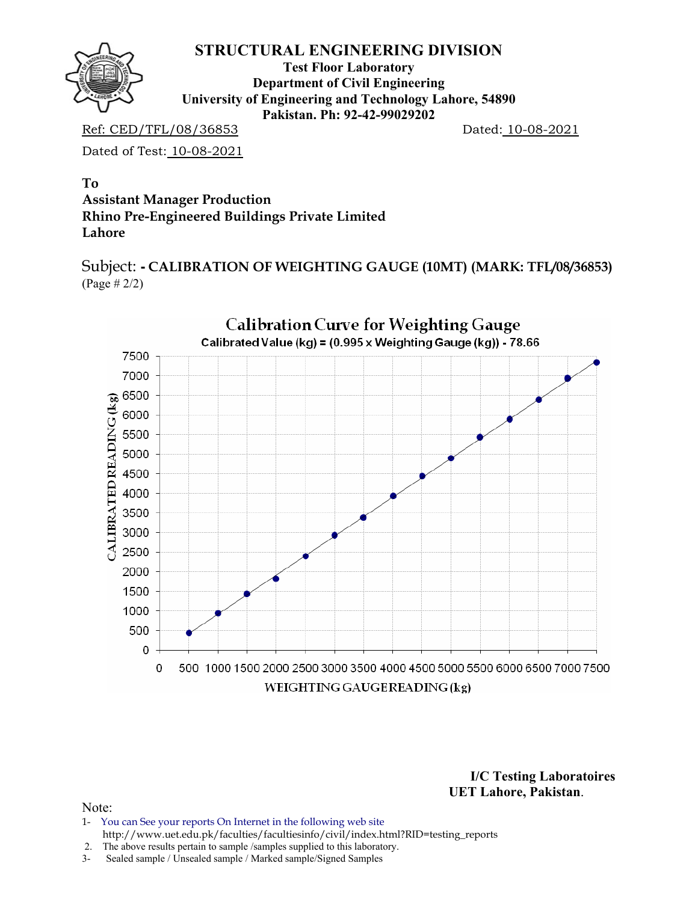# STRUCTURAL ENGINEERING DIVISION

**Test Floor Laboratory**
**Department of Civil Engineering**
**University of Engineering and Technology Lahore, 54890**
**Pakistan. Ph: 92-42-99029202**

Ref: CED/TFL/08/36853 Dated: 10-08-2021

Dated of Test: 10-08-2021

**To**
**Assistant Manager Production**
**Rhino Pre-Engineered Buildings Private Limited**
**Lahore**

Subject: **- CALIBRATION OF WEIGHTING GAUGE (10MT) (MARK: TFL/08/36853)**
(Page # 2/2)

Calibration Curve for Weighting Gauge

Calibrated Value (kg) = (0.995 x Weighting Gauge (kg)) - 78.66

CALIBRATED READING (kg)

7500
7000
6500
6000
5500
5000
4500
4000
3500
3000
2500
2000
1500
1000
500
0

0 500 1000 1500 2000 2500 3000 3500 4000 4500 5000 5500 6000 6500 7000 7500

WEIGHTING GAUGE READING (kg)

**I/C Testing Laboratoires**
**UET Lahore, Pakistan**.

Note:

1- You can See your reports On Internet in the following web site
http://www.uet.edu.pk/faculties/facultiesinfo/civil/index.html?RID=testing_reports
2. The above results pertain to sample /samples supplied to this laboratory.
3- Sealed sample / Unsealed sample / Marked sample/Signed Samples